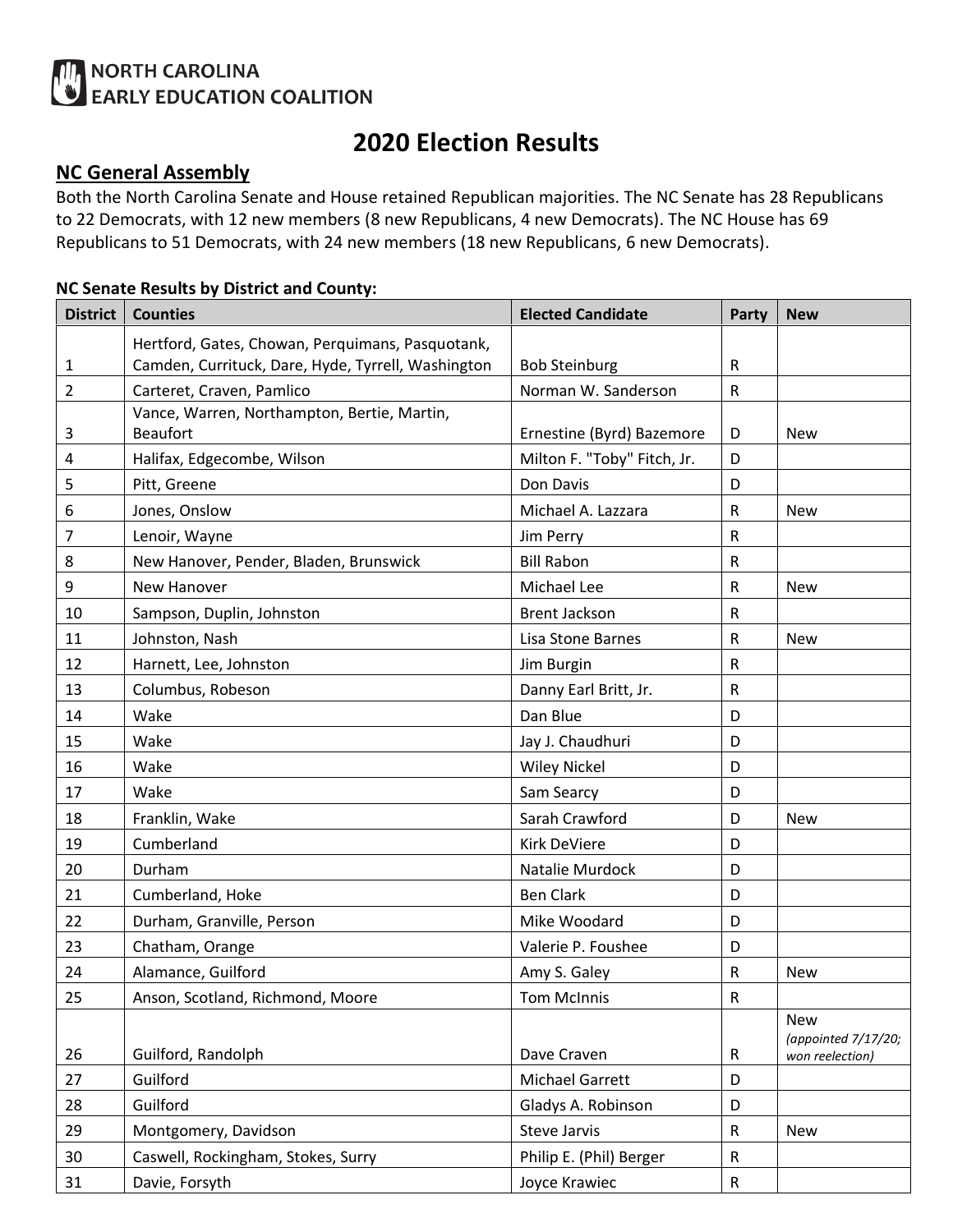NORTH CAROLINA
EARLY EDUCATION COALITION

# 2020 Election Results

## NC General Assembly

Both the North Carolina Senate and House retained Republican majorities. The NC Senate has 28 Republicans to 22 Democrats, with 12 new members (8 new Republicans, 4 new Democrats). The NC House has 69 Republicans to 51 Democrats, with 24 new members (18 new Republicans, 6 new Democrats).

### NC Senate Results by District and County:

| District | Counties | Elected Candidate | Party | New |
|---|---|---|---|---|
| 1 | Hertford, Gates, Chowan, Perquimans, Pasquotank, Camden, Currituck, Dare, Hyde, Tyrrell, Washington | Bob Steinburg | R | |
| 2 | Carteret, Craven, Pamlico | Norman W. Sanderson | R | |
| 3 | Vance, Warren, Northampton, Bertie, Martin, Beaufort | Ernestine (Byrd) Bazemore | D | New |
| 4 | Halifax, Edgecombe, Wilson | Milton F. "Toby" Fitch, Jr. | D | |
| 5 | Pitt, Greene | Don Davis | D | |
| 6 | Jones, Onslow | Michael A. Lazzara | R | New |
| 7 | Lenoir, Wayne | Jim Perry | R | |
| 8 | New Hanover, Pender, Bladen, Brunswick | Bill Rabon | R | |
| 9 | New Hanover | Michael Lee | R | New |
| 10 | Sampson, Duplin, Johnston | Brent Jackson | R | |
| 11 | Johnston, Nash | Lisa Stone Barnes | R | New |
| 12 | Harnett, Lee, Johnston | Jim Burgin | R | |
| 13 | Columbus, Robeson | Danny Earl Britt, Jr. | R | |
| 14 | Wake | Dan Blue | D | |
| 15 | Wake | Jay J. Chaudhuri | D | |
| 16 | Wake | Wiley Nickel | D | |
| 17 | Wake | Sam Searcy | D | |
| 18 | Franklin, Wake | Sarah Crawford | D | New |
| 19 | Cumberland | Kirk DeViere | D | |
| 20 | Durham | Natalie Murdock | D | |
| 21 | Cumberland, Hoke | Ben Clark | D | |
| 22 | Durham, Granville, Person | Mike Woodard | D | |
| 23 | Chatham, Orange | Valerie P. Foushee | D | |
| 24 | Alamance, Guilford | Amy S. Galey | R | New |
| 25 | Anson, Scotland, Richmond, Moore | Tom McInnis | R | |
| 26 | Guilford, Randolph | Dave Craven | R | New *(appointed 7/17/20; won reelection)* |
| 27 | Guilford | Michael Garrett | D | |
| 28 | Guilford | Gladys A. Robinson | D | |
| 29 | Montgomery, Davidson | Steve Jarvis | R | New |
| 30 | Caswell, Rockingham, Stokes, Surry | Philip E. (Phil) Berger | R | |
| 31 | Davie, Forsyth | Joyce Krawiec | R | |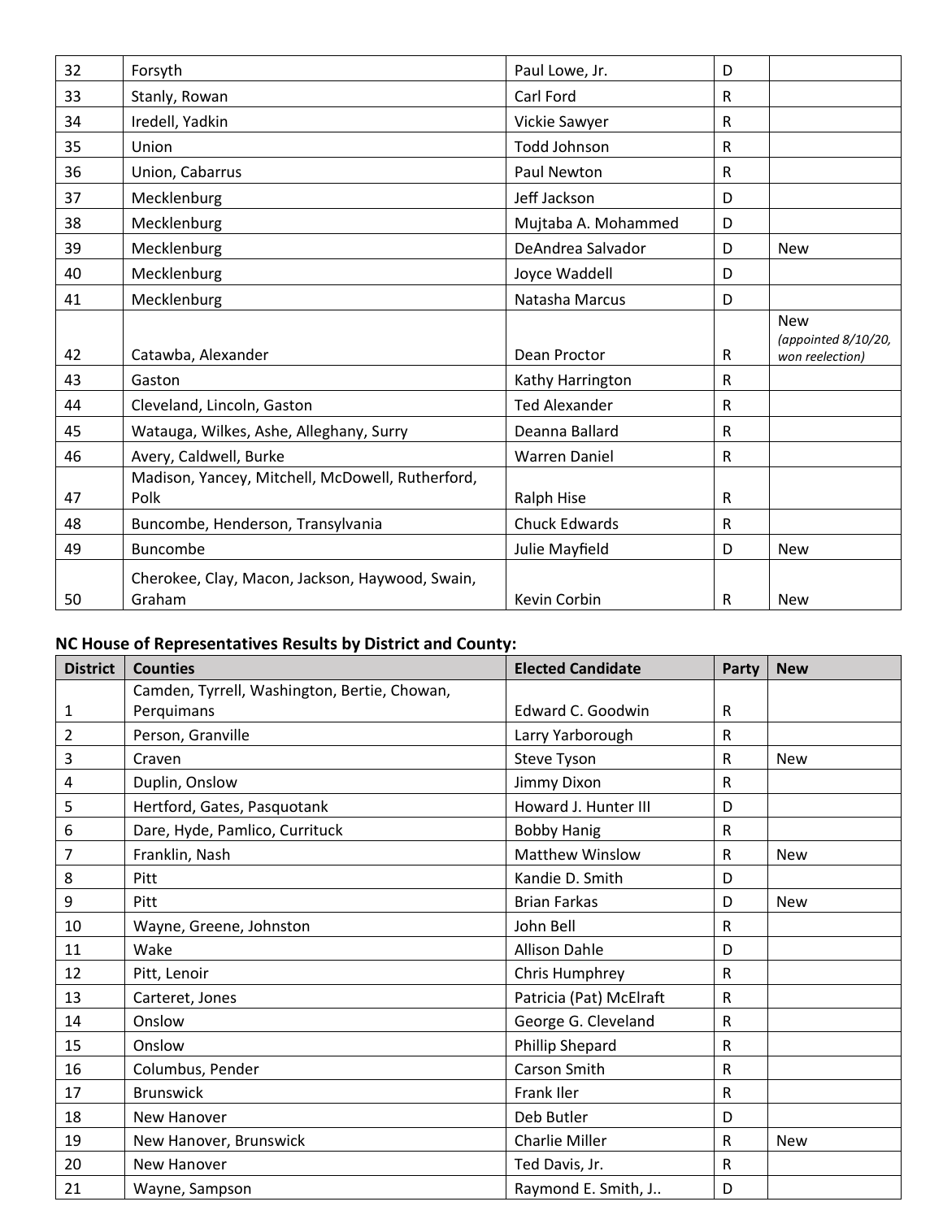| 32 | Forsyth | Paul Lowe, Jr. | D | |
|---|---|---|---|---|
| 33 | Stanly, Rowan | Carl Ford | R | |
| 34 | Iredell, Yadkin | Vickie Sawyer | R | |
| 35 | Union | Todd Johnson | R | |
| 36 | Union, Cabarrus | Paul Newton | R | |
| 37 | Mecklenburg | Jeff Jackson | D | |
| 38 | Mecklenburg | Mujtaba A. Mohammed | D | |
| 39 | Mecklenburg | DeAndrea Salvador | D | New |
| 40 | Mecklenburg | Joyce Waddell | D | |
| 41 | Mecklenburg | Natasha Marcus | D | |
| 42 | Catawba, Alexander | Dean Proctor | R | New *(appointed 8/10/20, won reelection)* |
| 43 | Gaston | Kathy Harrington | R | |
| 44 | Cleveland, Lincoln, Gaston | Ted Alexander | R | |
| 45 | Watauga, Wilkes, Ashe, Alleghany, Surry | Deanna Ballard | R | |
| 46 | Avery, Caldwell, Burke | Warren Daniel | R | |
| 47 | Madison, Yancey, Mitchell, McDowell, Rutherford, Polk | Ralph Hise | R | |
| 48 | Buncombe, Henderson, Transylvania | Chuck Edwards | R | |
| 49 | Buncombe | Julie Mayfield | D | New |
| 50 | Cherokee, Clay, Macon, Jackson, Haywood, Swain, Graham | Kevin Corbin | R | New |

**NC House of Representatives Results by District and County:**

| District | Counties | Elected Candidate | Party | New |
|---|---|---|---|---|
| 1 | Camden, Tyrrell, Washington, Bertie, Chowan, Perquimans | Edward C. Goodwin | R | |
| 2 | Person, Granville | Larry Yarborough | R | |
| 3 | Craven | Steve Tyson | R | New |
| 4 | Duplin, Onslow | Jimmy Dixon | R | |
| 5 | Hertford, Gates, Pasquotank | Howard J. Hunter III | D | |
| 6 | Dare, Hyde, Pamlico, Currituck | Bobby Hanig | R | |
| 7 | Franklin, Nash | Matthew Winslow | R | New |
| 8 | Pitt | Kandie D. Smith | D | |
| 9 | Pitt | Brian Farkas | D | New |
| 10 | Wayne, Greene, Johnston | John Bell | R | |
| 11 | Wake | Allison Dahle | D | |
| 12 | Pitt, Lenoir | Chris Humphrey | R | |
| 13 | Carteret, Jones | Patricia (Pat) McElraft | R | |
| 14 | Onslow | George G. Cleveland | R | |
| 15 | Onslow | Phillip Shepard | R | |
| 16 | Columbus, Pender | Carson Smith | R | |
| 17 | Brunswick | Frank Iler | R | |
| 18 | New Hanover | Deb Butler | D | |
| 19 | New Hanover, Brunswick | Charlie Miller | R | New |
| 20 | New Hanover | Ted Davis, Jr. | R | |
| 21 | Wayne, Sampson | Raymond E. Smith, J.. | D | |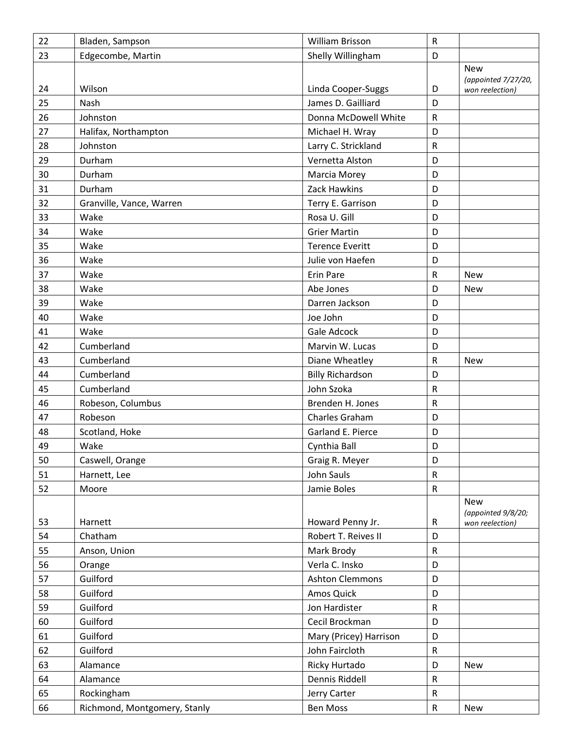| 22 | Bladen, Sampson | William Brisson | R | |
|---|---|---|---|---|
| 23 | Edgecombe, Martin | Shelly Willingham | D | |
| 24 | Wilson | Linda Cooper-Suggs | D | New *(appointed 7/27/20, won reelection)* |
| 25 | Nash | James D. Gailliard | D | |
| 26 | Johnston | Donna McDowell White | R | |
| 27 | Halifax, Northampton | Michael H. Wray | D | |
| 28 | Johnston | Larry C. Strickland | R | |
| 29 | Durham | Vernetta Alston | D | |
| 30 | Durham | Marcia Morey | D | |
| 31 | Durham | Zack Hawkins | D | |
| 32 | Granville, Vance, Warren | Terry E. Garrison | D | |
| 33 | Wake | Rosa U. Gill | D | |
| 34 | Wake | Grier Martin | D | |
| 35 | Wake | Terence Everitt | D | |
| 36 | Wake | Julie von Haefen | D | |
| 37 | Wake | Erin Pare | R | New |
| 38 | Wake | Abe Jones | D | New |
| 39 | Wake | Darren Jackson | D | |
| 40 | Wake | Joe John | D | |
| 41 | Wake | Gale Adcock | D | |
| 42 | Cumberland | Marvin W. Lucas | D | |
| 43 | Cumberland | Diane Wheatley | R | New |
| 44 | Cumberland | Billy Richardson | D | |
| 45 | Cumberland | John Szoka | R | |
| 46 | Robeson, Columbus | Brenden H. Jones | R | |
| 47 | Robeson | Charles Graham | D | |
| 48 | Scotland, Hoke | Garland E. Pierce | D | |
| 49 | Wake | Cynthia Ball | D | |
| 50 | Caswell, Orange | Graig R. Meyer | D | |
| 51 | Harnett, Lee | John Sauls | R | |
| 52 | Moore | Jamie Boles | R | |
| 53 | Harnett | Howard Penny Jr. | R | New *(appointed 9/8/20; won reelection)* |
| 54 | Chatham | Robert T. Reives II | D | |
| 55 | Anson, Union | Mark Brody | R | |
| 56 | Orange | Verla C. Insko | D | |
| 57 | Guilford | Ashton Clemmons | D | |
| 58 | Guilford | Amos Quick | D | |
| 59 | Guilford | Jon Hardister | R | |
| 60 | Guilford | Cecil Brockman | D | |
| 61 | Guilford | Mary (Pricey) Harrison | D | |
| 62 | Guilford | John Faircloth | R | |
| 63 | Alamance | Ricky Hurtado | D | New |
| 64 | Alamance | Dennis Riddell | R | |
| 65 | Rockingham | Jerry Carter | R | |
| 66 | Richmond, Montgomery, Stanly | Ben Moss | R | New |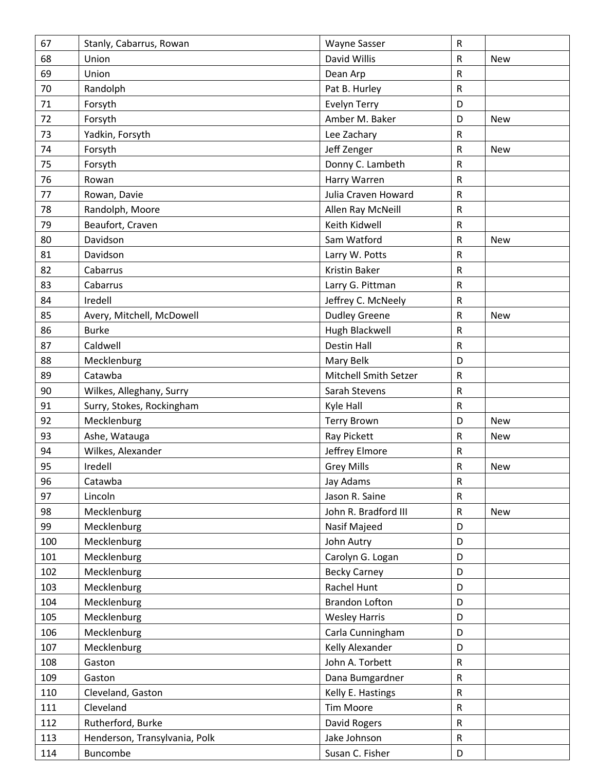| 67 | Stanly, Cabarrus, Rowan | Wayne Sasser | R | |
|---|---|---|---|---|
| 68 | Union | David Willis | R | New |
| 69 | Union | Dean Arp | R | |
| 70 | Randolph | Pat B. Hurley | R | |
| 71 | Forsyth | Evelyn Terry | D | |
| 72 | Forsyth | Amber M. Baker | D | New |
| 73 | Yadkin, Forsyth | Lee Zachary | R | |
| 74 | Forsyth | Jeff Zenger | R | New |
| 75 | Forsyth | Donny C. Lambeth | R | |
| 76 | Rowan | Harry Warren | R | |
| 77 | Rowan, Davie | Julia Craven Howard | R | |
| 78 | Randolph, Moore | Allen Ray McNeill | R | |
| 79 | Beaufort, Craven | Keith Kidwell | R | |
| 80 | Davidson | Sam Watford | R | New |
| 81 | Davidson | Larry W. Potts | R | |
| 82 | Cabarrus | Kristin Baker | R | |
| 83 | Cabarrus | Larry G. Pittman | R | |
| 84 | Iredell | Jeffrey C. McNeely | R | |
| 85 | Avery, Mitchell, McDowell | Dudley Greene | R | New |
| 86 | Burke | Hugh Blackwell | R | |
| 87 | Caldwell | Destin Hall | R | |
| 88 | Mecklenburg | Mary Belk | D | |
| 89 | Catawba | Mitchell Smith Setzer | R | |
| 90 | Wilkes, Alleghany, Surry | Sarah Stevens | R | |
| 91 | Surry, Stokes, Rockingham | Kyle Hall | R | |
| 92 | Mecklenburg | Terry Brown | D | New |
| 93 | Ashe, Watauga | Ray Pickett | R | New |
| 94 | Wilkes, Alexander | Jeffrey Elmore | R | |
| 95 | Iredell | Grey Mills | R | New |
| 96 | Catawba | Jay Adams | R | |
| 97 | Lincoln | Jason R. Saine | R | |
| 98 | Mecklenburg | John R. Bradford III | R | New |
| 99 | Mecklenburg | Nasif Majeed | D | |
| 100 | Mecklenburg | John Autry | D | |
| 101 | Mecklenburg | Carolyn G. Logan | D | |
| 102 | Mecklenburg | Becky Carney | D | |
| 103 | Mecklenburg | Rachel Hunt | D | |
| 104 | Mecklenburg | Brandon Lofton | D | |
| 105 | Mecklenburg | Wesley Harris | D | |
| 106 | Mecklenburg | Carla Cunningham | D | |
| 107 | Mecklenburg | Kelly Alexander | D | |
| 108 | Gaston | John A. Torbett | R | |
| 109 | Gaston | Dana Bumgardner | R | |
| 110 | Cleveland, Gaston | Kelly E. Hastings | R | |
| 111 | Cleveland | Tim Moore | R | |
| 112 | Rutherford, Burke | David Rogers | R | |
| 113 | Henderson, Transylvania, Polk | Jake Johnson | R | |
| 114 | Buncombe | Susan C. Fisher | D | |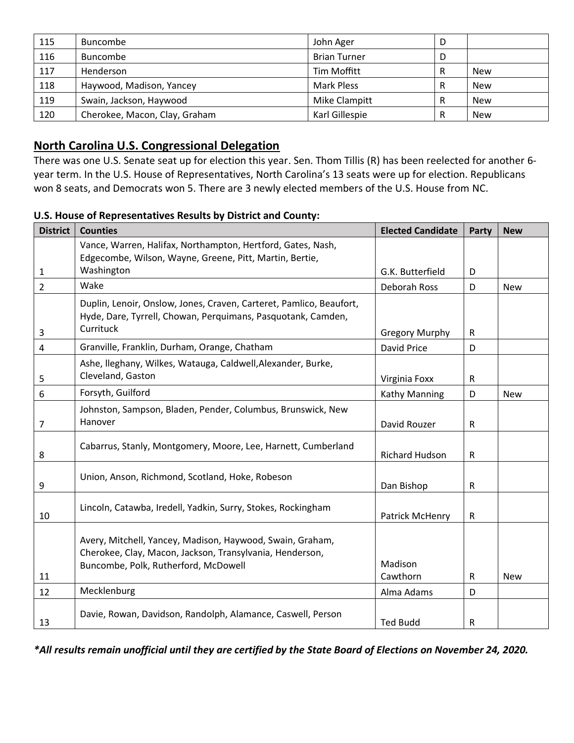| | | | | |
|---|---|---|---|---|
| 115 | Buncombe | John Ager | D | |
| 116 | Buncombe | Brian Turner | D | |
| 117 | Henderson | Tim Moffitt | R | New |
| 118 | Haywood, Madison, Yancey | Mark Pless | R | New |
| 119 | Swain, Jackson, Haywood | Mike Clampitt | R | New |
| 120 | Cherokee, Macon, Clay, Graham | Karl Gillespie | R | New |

## North Carolina U.S. Congressional Delegation

There was one U.S. Senate seat up for election this year. Sen. Thom Tillis (R) has been reelected for another 6-year term. In the U.S. House of Representatives, North Carolina's 13 seats were up for election. Republicans won 8 seats, and Democrats won 5. There are 3 newly elected members of the U.S. House from NC.

**U.S. House of Representatives Results by District and County:**

| District | Counties | Elected Candidate | Party | New |
|---|---|---|---|---|
| 1 | Vance, Warren, Halifax, Northampton, Hertford, Gates, Nash, Edgecombe, Wilson, Wayne, Greene, Pitt, Martin, Bertie, Washington | G.K. Butterfield | D | |
| 2 | Wake | Deborah Ross | D | New |
| 3 | Duplin, Lenoir, Onslow, Jones, Craven, Carteret, Pamlico, Beaufort, Hyde, Dare, Tyrrell, Chowan, Perquimans, Pasquotank, Camden, Currituck | Gregory Murphy | R | |
| 4 | Granville, Franklin, Durham, Orange, Chatham | David Price | D | |
| 5 | Ashe, lleghany, Wilkes, Watauga, Caldwell,Alexander, Burke, Cleveland, Gaston | Virginia Foxx | R | |
| 6 | Forsyth, Guilford | Kathy Manning | D | New |
| 7 | Johnston, Sampson, Bladen, Pender, Columbus, Brunswick, New Hanover | David Rouzer | R | |
| 8 | Cabarrus, Stanly, Montgomery, Moore, Lee, Harnett, Cumberland | Richard Hudson | R | |
| 9 | Union, Anson, Richmond, Scotland, Hoke, Robeson | Dan Bishop | R | |
| 10 | Lincoln, Catawba, Iredell, Yadkin, Surry, Stokes, Rockingham | Patrick McHenry | R | |
| 11 | Avery, Mitchell, Yancey, Madison, Haywood, Swain, Graham, Cherokee, Clay, Macon, Jackson, Transylvania, Henderson, Buncombe, Polk, Rutherford, McDowell | Madison Cawthorn | R | New |
| 12 | Mecklenburg | Alma Adams | D | |
| 13 | Davie, Rowan, Davidson, Randolph, Alamance, Caswell, Person | Ted Budd | R | |

***All results remain unofficial until they are certified by the State Board of Elections on November 24, 2020.**